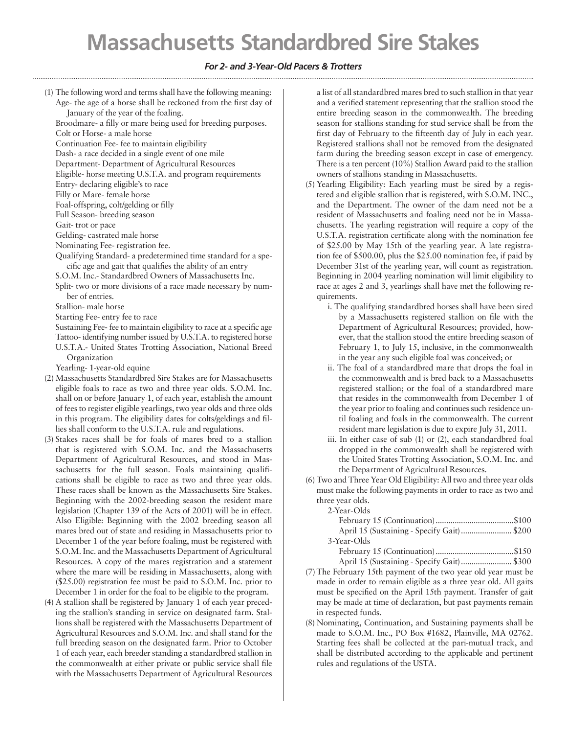# Massachusetts Standardbred Sire Stakes

***For 2- and 3-Year-Old Pacers & Trotters***

(1) The following word and terms shall have the following meaning:

Age- the age of a horse shall be reckoned from the first day of January of the year of the foaling.

Broodmare- a filly or mare being used for breeding purposes.

Colt or Horse- a male horse

Continuation Fee- fee to maintain eligibility

Dash- a race decided in a single event of one mile

Department- Department of Agricultural Resources

Eligible- horse meeting U.S.T.A. and program requirements

Entry- declaring eligible's to race

Filly or Mare- female horse

Foal-offspring, colt/gelding or filly

Full Season- breeding season

Gait- trot or pace

Gelding- castrated male horse

Nominating Fee- registration fee.

Qualifying Standard- a predetermined time standard for a specific age and gait that qualifies the ability of an entry

S.O.M. Inc.- Standardbred Owners of Massachusetts Inc.

Split- two or more divisions of a race made necessary by number of entries.

Stallion- male horse

Starting Fee- entry fee to race

Sustaining Fee- fee to maintain eligibility to race at a specific age

Tattoo- identifying number issued by U.S.T.A. to registered horse

U.S.T.A.- United States Trotting Association, National Breed Organization

Yearling- 1-year-old equine

(2) Massachusetts Standardbred Sire Stakes are for Massachusetts eligible foals to race as two and three year olds. S.O.M. Inc. shall on or before January 1, of each year, establish the amount of fees to register eligible yearlings, two year olds and three olds in this program. The eligibility dates for colts/geldings and fillies shall conform to the U.S.T.A. rule and regulations.

(3) Stakes races shall be for foals of mares bred to a stallion that is registered with S.O.M. Inc. and the Massachusetts Department of Agricultural Resources, and stood in Massachusetts for the full season. Foals maintaining qualifications shall be eligible to race as two and three year olds. These races shall be known as the Massachusetts Sire Stakes. Beginning with the 2002-breeding season the resident mare legislation (Chapter 139 of the Acts of 2001) will be in effect. Also Eligible: Beginning with the 2002 breeding season all mares bred out of state and residing in Massachusetts prior to December 1 of the year before foaling, must be registered with S.O.M. Inc. and the Massachusetts Department of Agricultural Resources. A copy of the mares registration and a statement where the mare will be residing in Massachusetts, along with ($25.00) registration fee must be paid to S.O.M. Inc. prior to December 1 in order for the foal to be eligible to the program.

(4) A stallion shall be registered by January 1 of each year preceding the stallion's standing in service on designated farm. Stallions shall be registered with the Massachusetts Department of Agricultural Resources and S.O.M. Inc. and shall stand for the full breeding season on the designated farm. Prior to October 1 of each year, each breeder standing a standardbred stallion in the commonwealth at either private or public service shall file with the Massachusetts Department of Agricultural Resources a list of all standardbred mares bred to such stallion in that year and a verified statement representing that the stallion stood the entire breeding season in the commonwealth. The breeding season for stallions standing for stud service shall be from the first day of February to the fifteenth day of July in each year. Registered stallions shall not be removed from the designated farm during the breeding season except in case of emergency. There is a ten percent (10%) Stallion Award paid to the stallion owners of stallions standing in Massachusetts.

(5) Yearling Eligibility: Each yearling must be sired by a registered and eligible stallion that is registered, with S.O.M. INC., and the Department. The owner of the dam need not be a resident of Massachusetts and foaling need not be in Massachusetts. The yearling registration will require a copy of the U.S.T.A. registration certificate along with the nomination fee of $25.00 by May 15th of the yearling year. A late registration fee of $500.00, plus the $25.00 nomination fee, if paid by December 31st of the yearling year, will count as registration. Beginning in 2004 yearling nomination will limit eligibility to race at ages 2 and 3, yearlings shall have met the following requirements.

i. The qualifying standardbred horses shall have been sired by a Massachusetts registered stallion on file with the Department of Agricultural Resources; provided, however, that the stallion stood the entire breeding season of February 1, to July 15, inclusive, in the commonwealth in the year any such eligible foal was conceived; or

ii. The foal of a standardbred mare that drops the foal in the commonwealth and is bred back to a Massachusetts registered stallion; or the foal of a standardbred mare that resides in the commonwealth from December 1 of the year prior to foaling and continues such residence until foaling and foals in the commonwealth. The current resident mare legislation is due to expire July 31, 2011.

iii. In either case of sub (1) or (2), each standardbred foal dropped in the commonwealth shall be registered with the United States Trotting Association, S.O.M. Inc. and the Department of Agricultural Resources.

(6) Two and Three Year Old Eligibility: All two and three year olds must make the following payments in order to race as two and three year olds.

2-Year-Olds

February 15 (Continuation) .................................... $100

April 15 (Sustaining - Specify Gait) ........................ $200

3-Year-Olds

February 15 (Continuation) .................................... $150

April 15 (Sustaining - Specify Gait) ........................ $300

(7) The February 15th payment of the two year old year must be made in order to remain eligible as a three year old. All gaits must be specified on the April 15th payment. Transfer of gait may be made at time of declaration, but past payments remain in respected funds.

(8) Nominating, Continuation, and Sustaining payments shall be made to S.O.M. Inc., PO Box #1682, Plainville, MA 02762. Starting fees shall be collected at the pari-mutual track, and shall be distributed according to the applicable and pertinent rules and regulations of the USTA.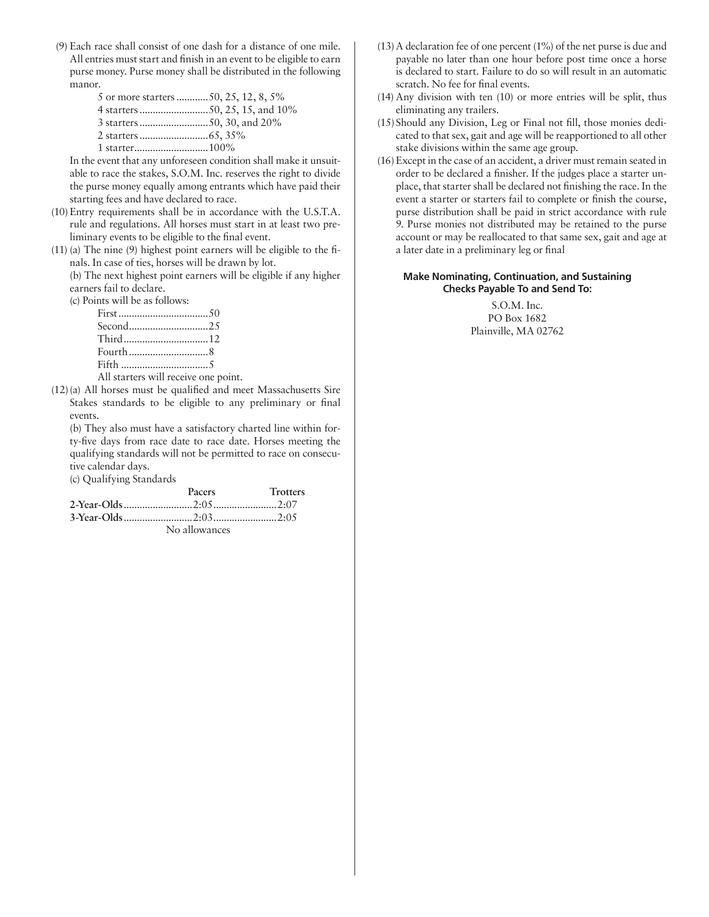(9) Each race shall consist of one dash for a distance of one mile. All entries must start and finish in an event to be eligible to earn purse money. Purse money shall be distributed in the following manor.

| | |
|---|---|
| 5 or more starters | 50, 25, 12, 8, 5% |
| 4 starters | 50, 25, 15, and 10% |
| 3 starters | 50, 30, and 20% |
| 2 starters | 65, 35% |
| 1 starter | 100% |

In the event that any unforeseen condition shall make it unsuitable to race the stakes, S.O.M. Inc. reserves the right to divide the purse money equally among entrants which have paid their starting fees and have declared to race.

(10) Entry requirements shall be in accordance with the U.S.T.A. rule and regulations. All horses must start in at least two preliminary events to be eligible to the final event.

(11) (a) The nine (9) highest point earners will be eligible to the finals. In case of ties, horses will be drawn by lot.

(b) The next highest point earners will be eligible if any higher earners fail to declare.

(c) Points will be as follows:

| | |
|---|---|
| First | 50 |
| Second | 25 |
| Third | 12 |
| Fourth | 8 |
| Fifth | 5 |

All starters will receive one point.

(12) (a) All horses must be qualified and meet Massachusetts Sire Stakes standards to be eligible to any preliminary or final events.

(b) They also must have a satisfactory charted line within forty-five days from race date to race date. Horses meeting the qualifying standards will not be permitted to race on consecutive calendar days.

(c) Qualifying Standards

| | Pacers | Trotters |
|---|---|---|
| **2-Year-Olds** | 2:05 | 2:07 |
| **3-Year-Olds** | 2:03 | 2:05 |

No allowances

(13) A declaration fee of one percent (1%) of the net purse is due and payable no later than one hour before post time once a horse is declared to start. Failure to do so will result in an automatic scratch. No fee for final events.

(14) Any division with ten (10) or more entries will be split, thus eliminating any trailers.

(15) Should any Division, Leg or Final not fill, those monies dedicated to that sex, gait and age will be reapportioned to all other stake divisions within the same age group.

(16) Except in the case of an accident, a driver must remain seated in order to be declared a finisher. If the judges place a starter unplace, that starter shall be declared not finishing the race. In the event a starter or starters fail to complete or finish the course, purse distribution shall be paid in strict accordance with rule 9. Purse monies not distributed may be retained to the purse account or may be reallocated to that same sex, gait and age at a later date in a preliminary leg or final

**Make Nominating, Continuation, and Sustaining Checks Payable To and Send To:**

S.O.M. Inc.
PO Box 1682
Plainville, MA 02762